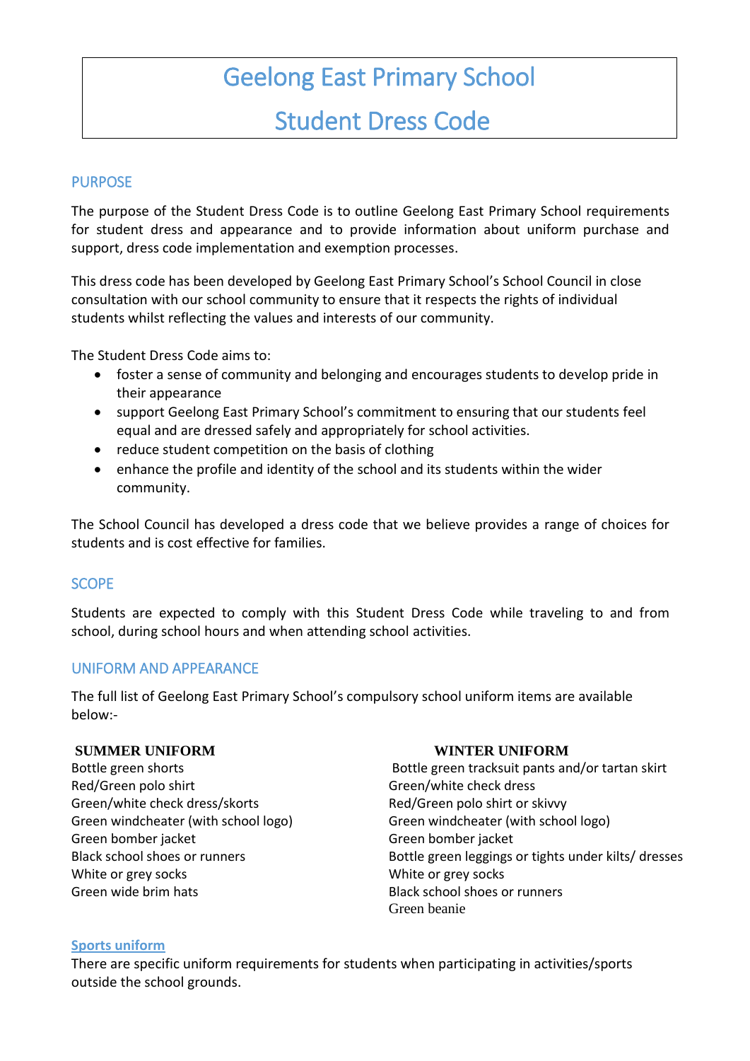# Geelong East Primary School

# Student Dress Code

## PURPOSE

The purpose of the Student Dress Code is to outline Geelong East Primary School requirements for student dress and appearance and to provide information about uniform purchase and support, dress code implementation and exemption processes.

This dress code has been developed by Geelong East Primary School's School Council in close consultation with our school community to ensure that it respects the rights of individual students whilst reflecting the values and interests of our community.

The Student Dress Code aims to:

- foster a sense of community and belonging and encourages students to develop pride in their appearance
- support Geelong East Primary School's commitment to ensuring that our students feel equal and are dressed safely and appropriately for school activities.
- reduce student competition on the basis of clothing
- enhance the profile and identity of the school and its students within the wider community.

The School Council has developed a dress code that we believe provides a range of choices for students and is cost effective for families.

## SCOPE

Students are expected to comply with this Student Dress Code while traveling to and from school, during school hours and when attending school activities.

## UNIFORM AND APPEARANCE

The full list of Geelong East Primary School's compulsory school uniform items are available below:-

| SUMMER UNIFORM | WINTER UNIFORM |
|---|---|
| Bottle green shorts | Bottle green tracksuit pants and/or tartan skirt |
| Red/Green polo shirt | Green/white check dress |
| Green/white check dress/skorts | Red/Green polo shirt or skivvy |
| Green windcheater (with school logo) | Green windcheater (with school logo) |
| Green bomber jacket | Green bomber jacket |
| Black school shoes or runners | Bottle green leggings or tights under kilts/ dresses |
| White or grey socks | White or grey socks |
| Green wide brim hats | Black school shoes or runners |
| | Green beanie |

**Sports uniform**

There are specific uniform requirements for students when participating in activities/sports outside the school grounds.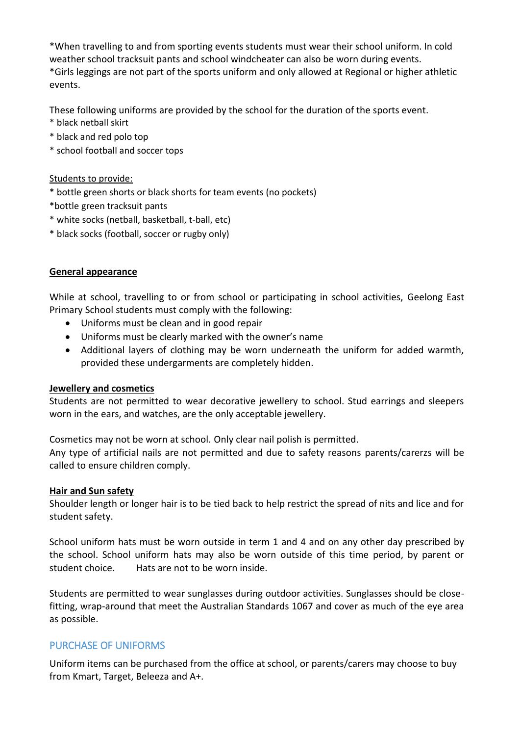*When travelling to and from sporting events students must wear their school uniform. In cold weather school tracksuit pants and school windcheater can also be worn during events.
*Girls leggings are not part of the sports uniform and only allowed at Regional or higher athletic events.

These following uniforms are provided by the school for the duration of the sports event.
* black netball skirt
* black and red polo top
* school football and soccer tops

Students to provide:
* bottle green shorts or black shorts for team events (no pockets)
*bottle green tracksuit pants
* white socks (netball, basketball, t-ball, etc)
* black socks (football, soccer or rugby only)

**General appearance**

While at school, travelling to or from school or participating in school activities, Geelong East Primary School students must comply with the following:

- Uniforms must be clean and in good repair
- Uniforms must be clearly marked with the owner's name
- Additional layers of clothing may be worn underneath the uniform for added warmth, provided these undergarments are completely hidden.

**Jewellery and cosmetics**

Students are not permitted to wear decorative jewellery to school. Stud earrings and sleepers worn in the ears, and watches, are the only acceptable jewellery.

Cosmetics may not be worn at school. Only clear nail polish is permitted.
Any type of artificial nails are not permitted and due to safety reasons parents/carerzs will be called to ensure children comply.

**Hair and Sun safety**

Shoulder length or longer hair is to be tied back to help restrict the spread of nits and lice and for student safety.

School uniform hats must be worn outside in term 1 and 4 and on any other day prescribed by the school. School uniform hats may also be worn outside of this time period, by parent or student choice. Hats are not to be worn inside.

Students are permitted to wear sunglasses during outdoor activities. Sunglasses should be close-fitting, wrap-around that meet the Australian Standards 1067 and cover as much of the eye area as possible.

## PURCHASE OF UNIFORMS

Uniform items can be purchased from the office at school, or parents/carers may choose to buy from Kmart, Target, Beleeza and A+.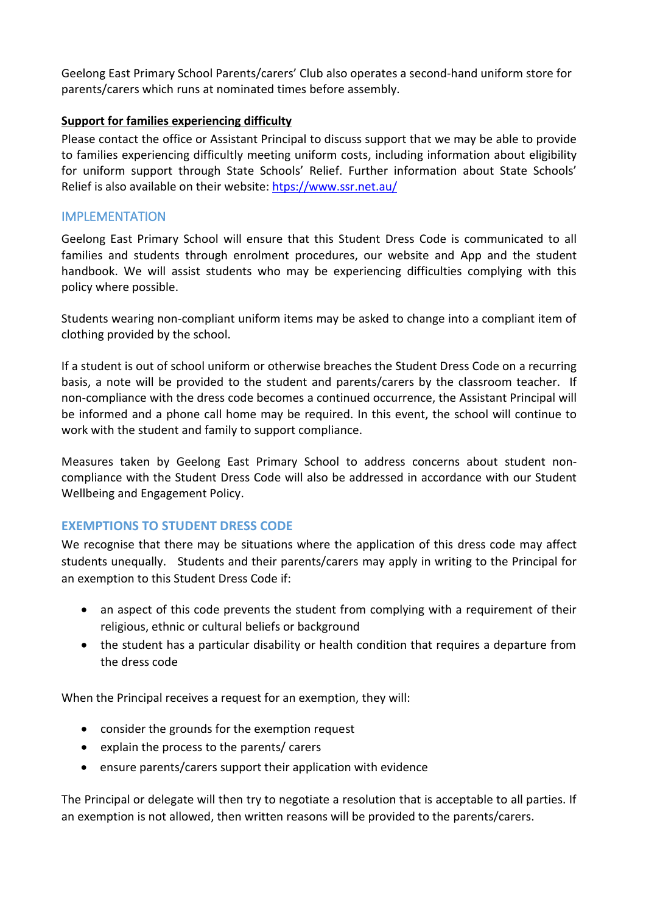Geelong East Primary School Parents/carers' Club also operates a second-hand uniform store for parents/carers which runs at nominated times before assembly.

**Support for families experiencing difficulty**

Please contact the office or Assistant Principal to discuss support that we may be able to provide to families experiencing difficultly meeting uniform costs, including information about eligibility for uniform support through State Schools' Relief. Further information about State Schools' Relief is also available on their website: [https://www.ssr.net.au/](https://www.ssr.net.au/)

## IMPLEMENTATION

Geelong East Primary School will ensure that this Student Dress Code is communicated to all families and students through enrolment procedures, our website and App and the student handbook. We will assist students who may be experiencing difficulties complying with this policy where possible.

Students wearing non-compliant uniform items may be asked to change into a compliant item of clothing provided by the school.

If a student is out of school uniform or otherwise breaches the Student Dress Code on a recurring basis, a note will be provided to the student and parents/carers by the classroom teacher. If non-compliance with the dress code becomes a continued occurrence, the Assistant Principal will be informed and a phone call home may be required. In this event, the school will continue to work with the student and family to support compliance.

Measures taken by Geelong East Primary School to address concerns about student non-compliance with the Student Dress Code will also be addressed in accordance with our Student Wellbeing and Engagement Policy.

## EXEMPTIONS TO STUDENT DRESS CODE

We recognise that there may be situations where the application of this dress code may affect students unequally. Students and their parents/carers may apply in writing to the Principal for an exemption to this Student Dress Code if:

- an aspect of this code prevents the student from complying with a requirement of their religious, ethnic or cultural beliefs or background
- the student has a particular disability or health condition that requires a departure from the dress code

When the Principal receives a request for an exemption, they will:

- consider the grounds for the exemption request
- explain the process to the parents/ carers
- ensure parents/carers support their application with evidence

The Principal or delegate will then try to negotiate a resolution that is acceptable to all parties. If an exemption is not allowed, then written reasons will be provided to the parents/carers.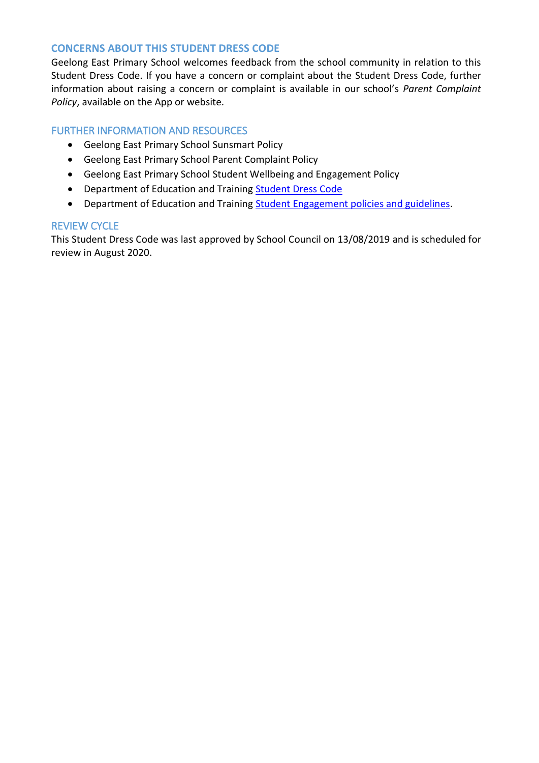## CONCERNS ABOUT THIS STUDENT DRESS CODE

Geelong East Primary School welcomes feedback from the school community in relation to this Student Dress Code. If you have a concern or complaint about the Student Dress Code, further information about raising a concern or complaint is available in our school's *Parent Complaint Policy*, available on the App or website.

## FURTHER INFORMATION AND RESOURCES

- Geelong East Primary School Sunsmart Policy
- Geelong East Primary School Parent Complaint Policy
- Geelong East Primary School Student Wellbeing and Engagement Policy
- Department of Education and Training Student Dress Code
- Department of Education and Training Student Engagement policies and guidelines.

## REVIEW CYCLE

This Student Dress Code was last approved by School Council on 13/08/2019 and is scheduled for review in August 2020.